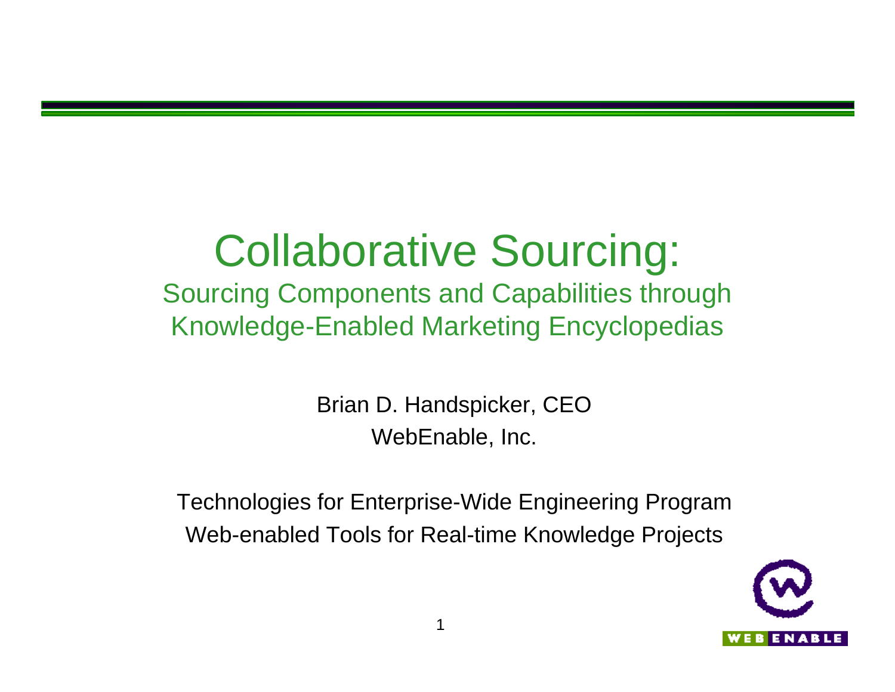# Collaborative Sourcing:

## Sourcing Components and Capabilities through Knowledge-Enabled Marketing Encyclopedias

Brian D. Handspicker, CEO

WebEnable, Inc.

Technologies for Enterprise-Wide Engineering Program

Web-enabled Tools for Real-time Knowledge Projects

WEB ENABLE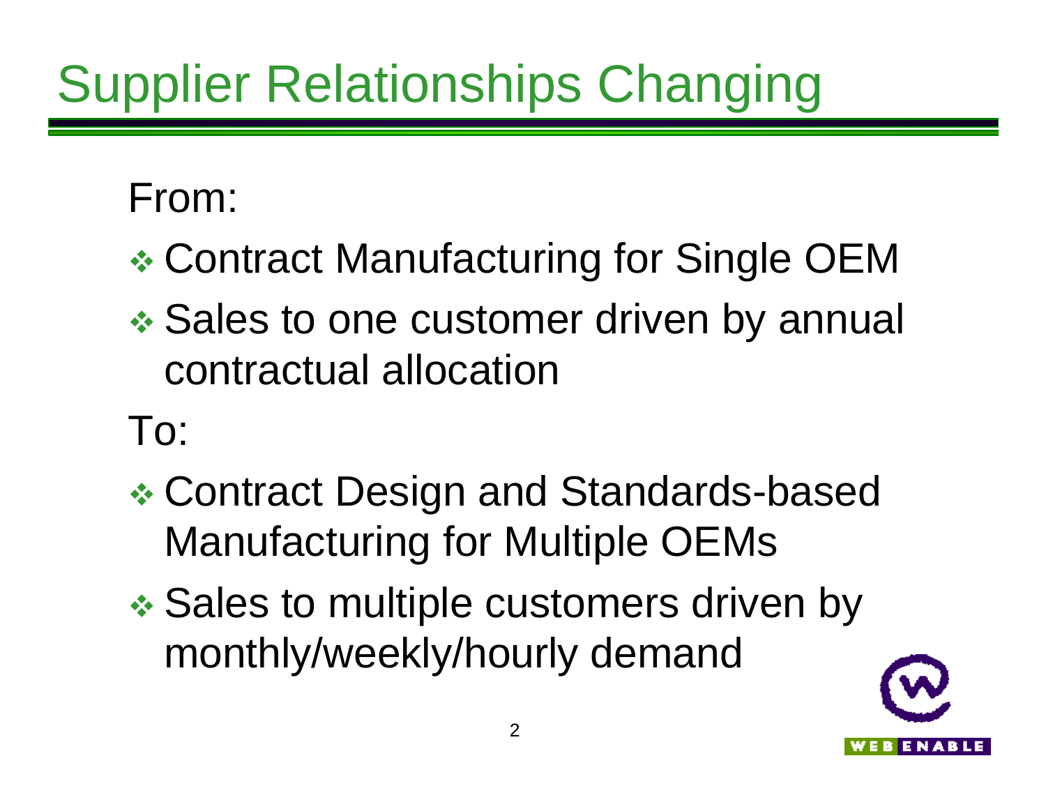# Supplier Relationships Changing

From:

- Contract Manufacturing for Single OEM
- Sales to one customer driven by annual contractual allocation

To:

- Contract Design and Standards-based Manufacturing for Multiple OEMs
- Sales to multiple customers driven by monthly/weekly/hourly demand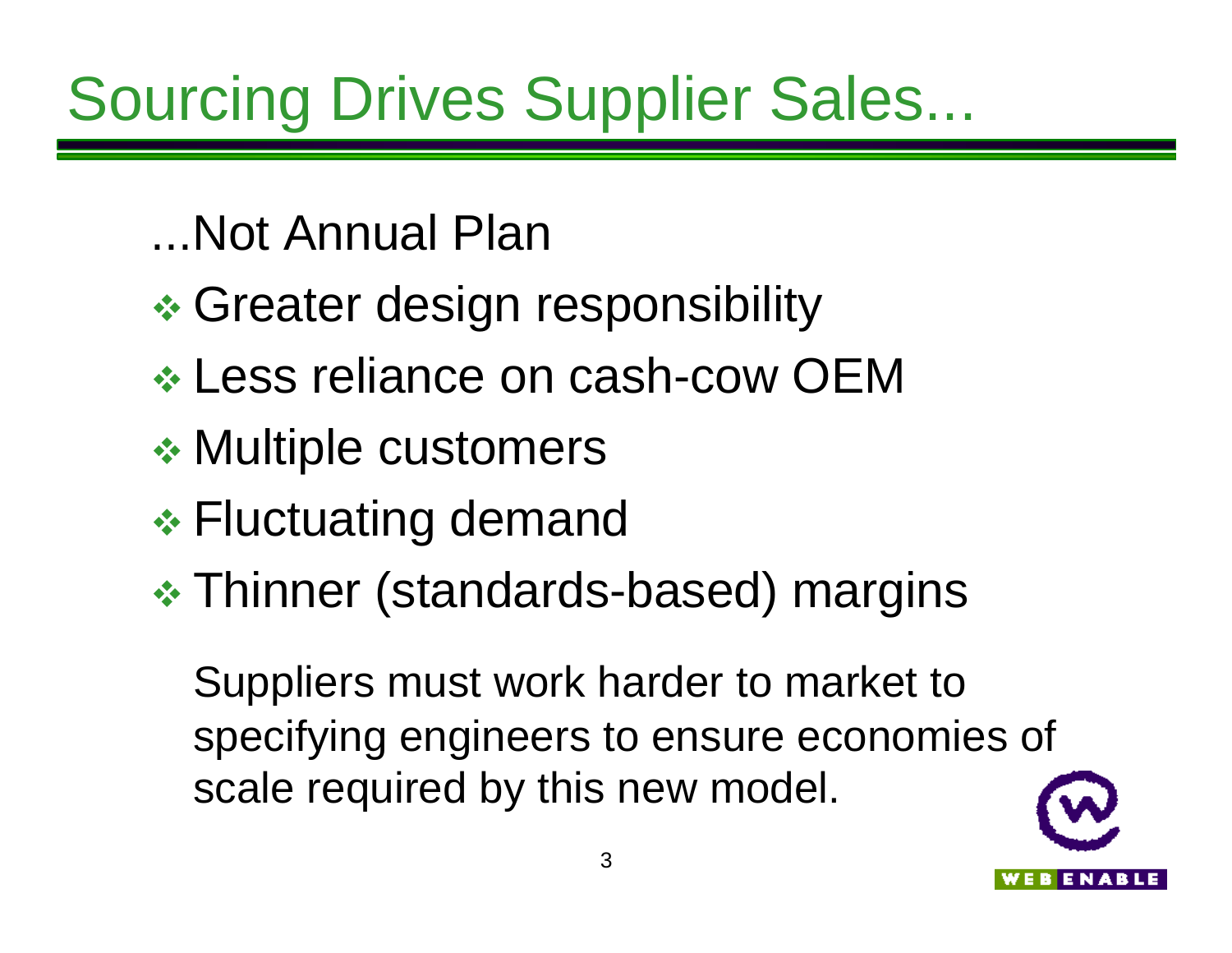# Sourcing Drives Supplier Sales...

...Not Annual Plan

- Greater design responsibility
- Less reliance on cash-cow OEM
- Multiple customers
- Fluctuating demand
- Thinner (standards-based) margins

Suppliers must work harder to market to specifying engineers to ensure economies of scale required by this new model.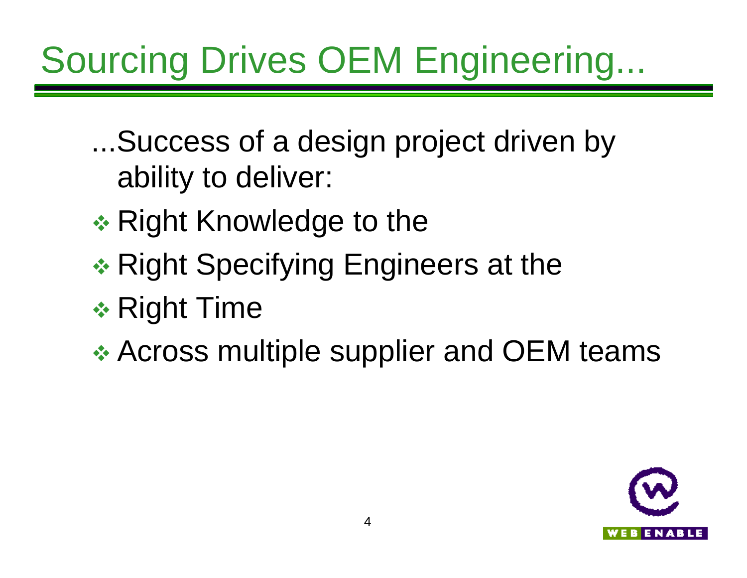# Sourcing Drives OEM Engineering...

...Success of a design project driven by ability to deliver:

- Right Knowledge to the
- Right Specifying Engineers at the
- Right Time
- Across multiple supplier and OEM teams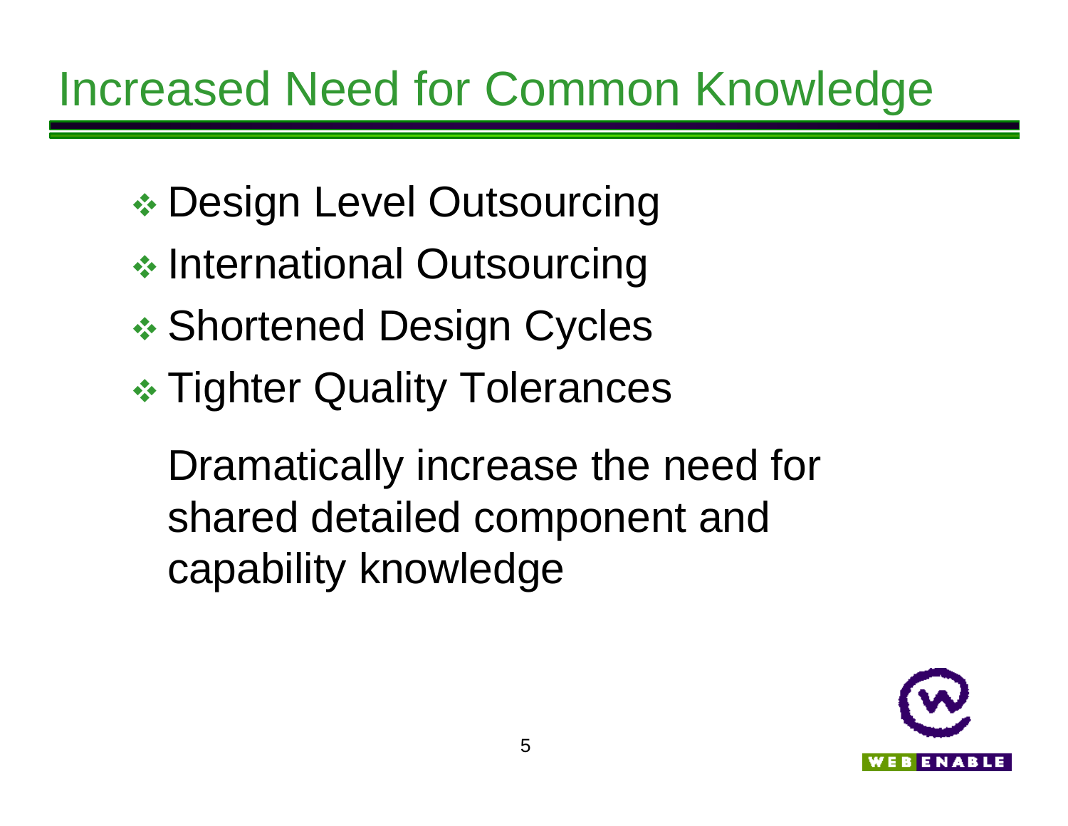# Increased Need for Common Knowledge

- Design Level Outsourcing
- International Outsourcing
- Shortened Design Cycles
- Tighter Quality Tolerances

Dramatically increase the need for shared detailed component and capability knowledge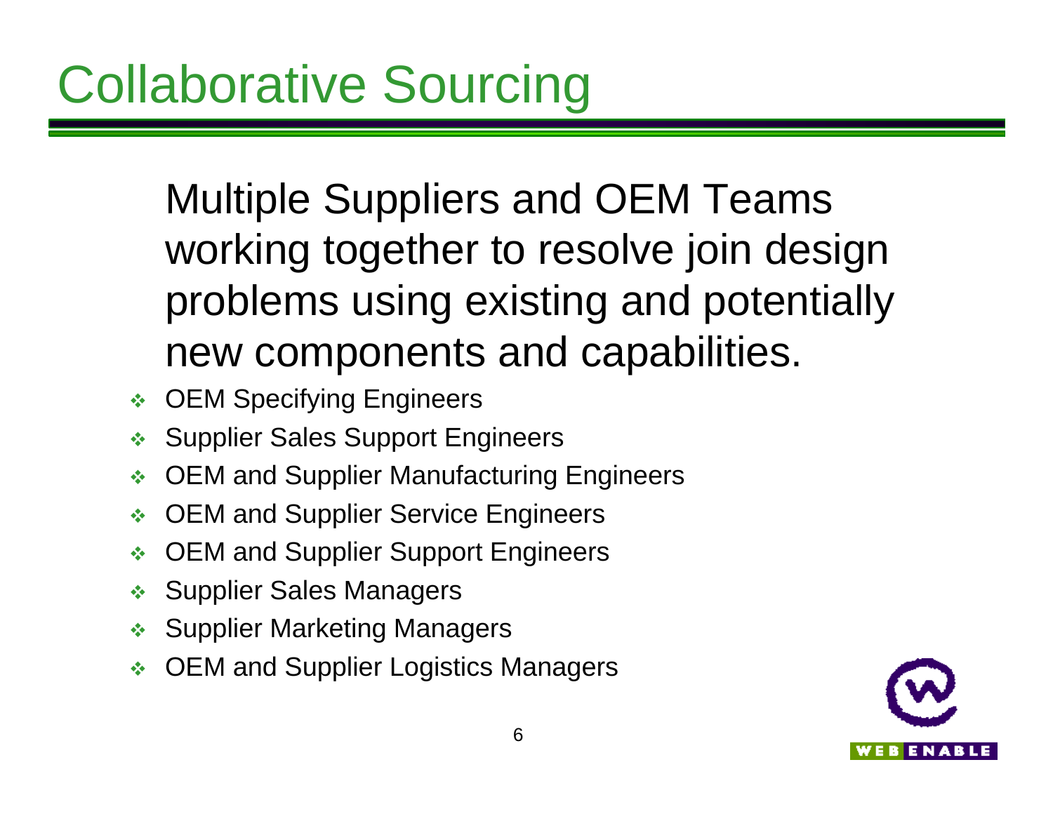# Collaborative Sourcing

Multiple Suppliers and OEM Teams working together to resolve join design problems using existing and potentially new components and capabilities.

- OEM Specifying Engineers
- Supplier Sales Support Engineers
- OEM and Supplier Manufacturing Engineers
- OEM and Supplier Service Engineers
- OEM and Supplier Support Engineers
- Supplier Sales Managers
- Supplier Marketing Managers
- OEM and Supplier Logistics Managers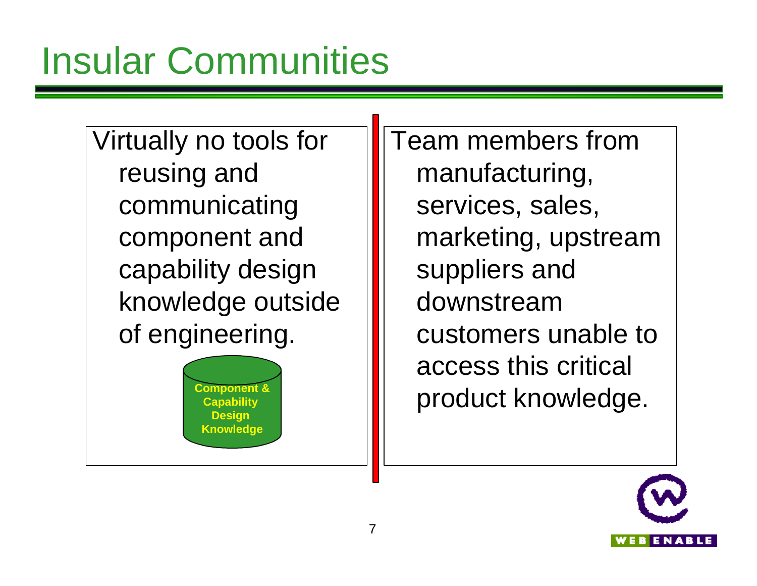# Insular Communities

Virtually no tools for reusing and communicating component and capability design knowledge outside of engineering.

Component & Capability Design Knowledge

Team members from manufacturing, services, sales, marketing, upstream suppliers and downstream customers unable to access this critical product knowledge.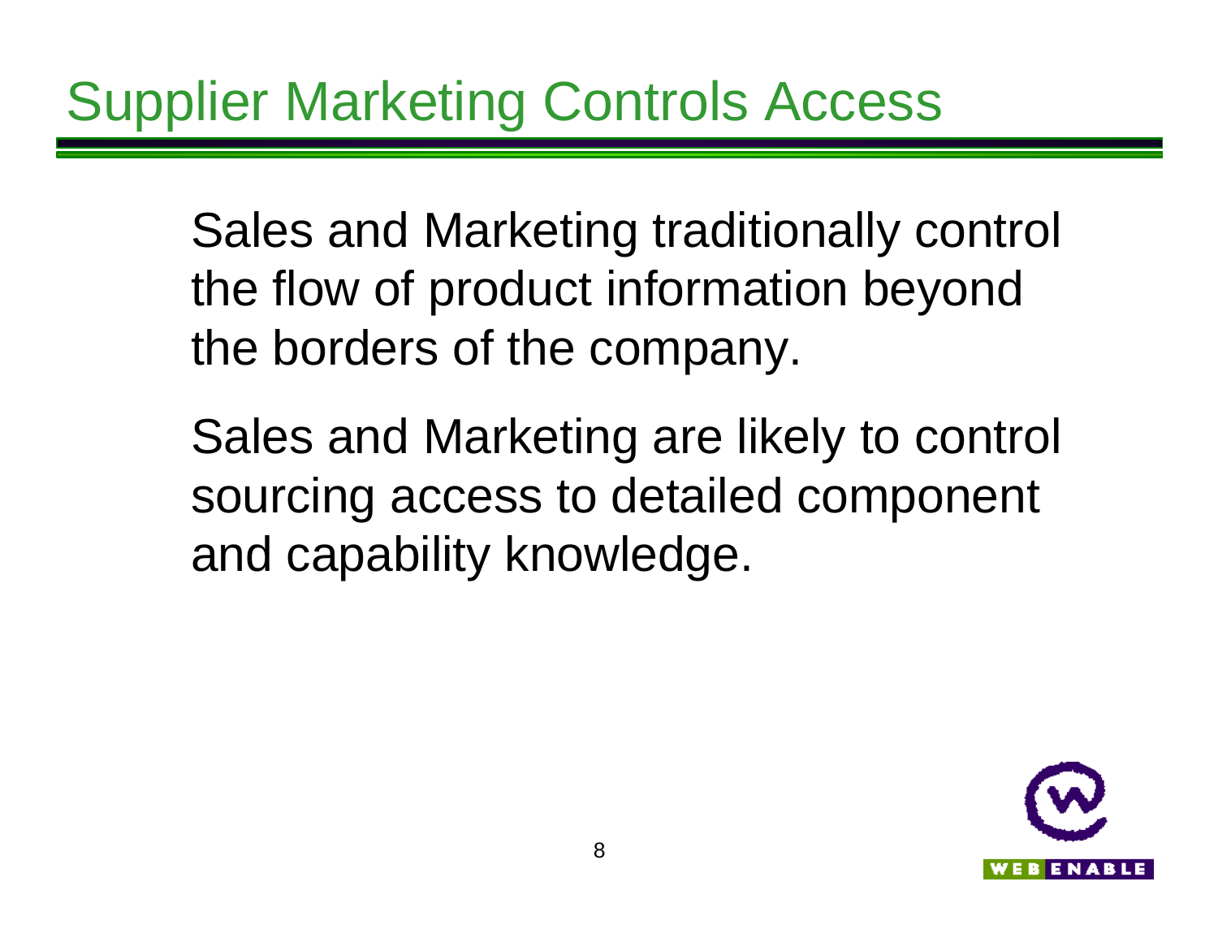# Supplier Marketing Controls Access

Sales and Marketing traditionally control the flow of product information beyond the borders of the company.

Sales and Marketing are likely to control sourcing access to detailed component and capability knowledge.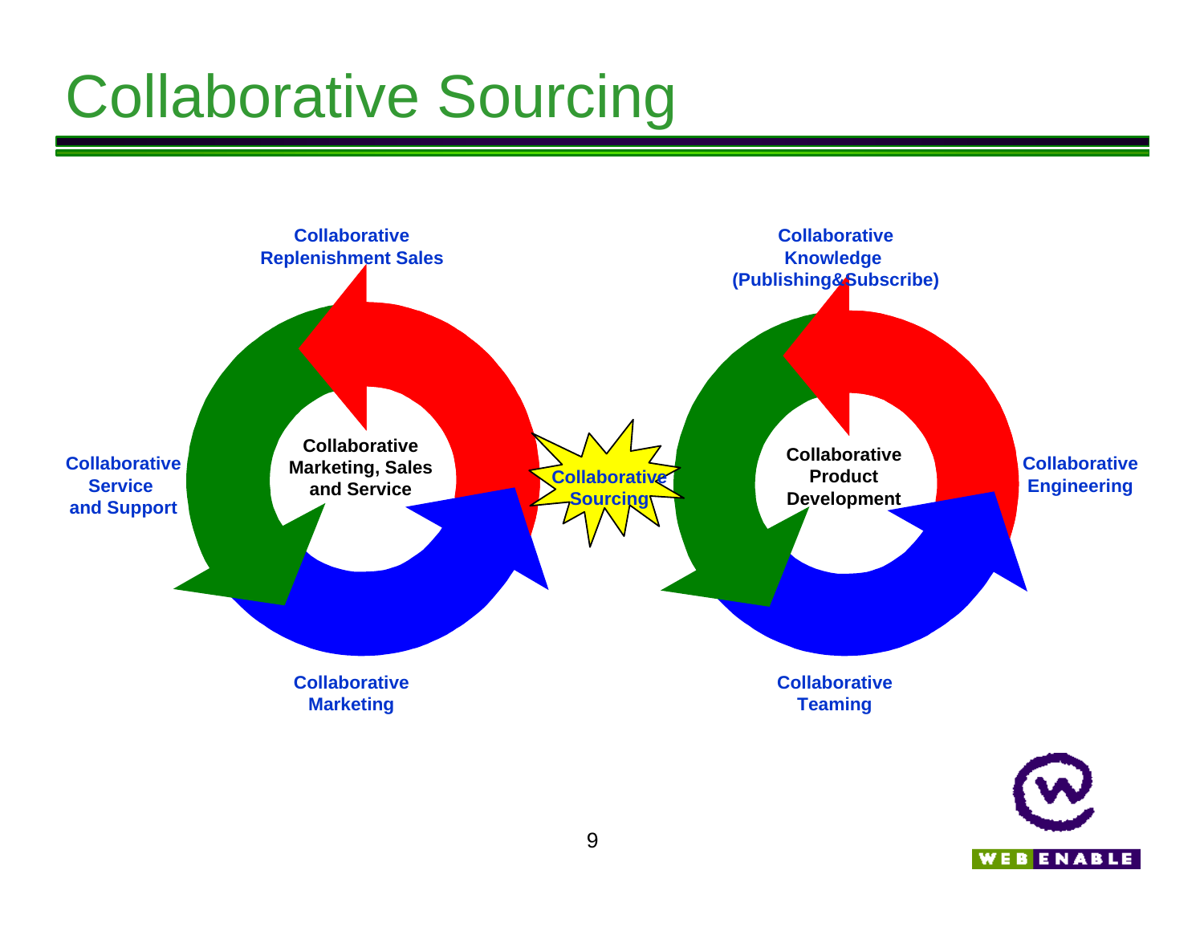# Collaborative Sourcing

Collaborative Replenishment Sales

Collaborative Service and Support

Collaborative Marketing, Sales and Service

Collaborative Marketing

Collaborative Sourcing

Collaborative Knowledge (Publishing&Subscribe)

Collaborative Product Development

Collaborative Engineering

Collaborative Teaming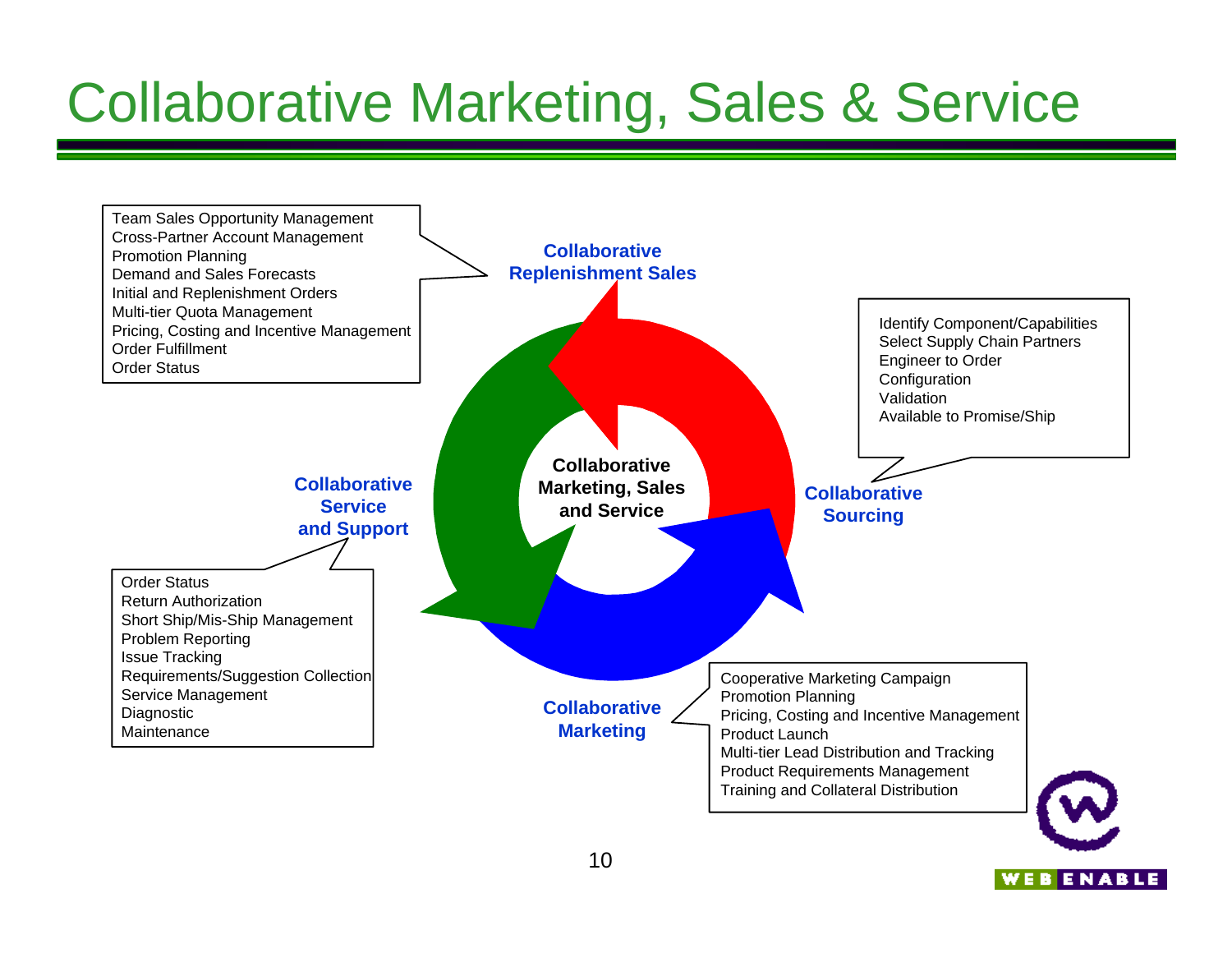# Collaborative Marketing, Sales & Service

**Collaborative Marketing, Sales and Service**

**Collaborative Replenishment Sales**

- Team Sales Opportunity Management
- Cross-Partner Account Management
- Promotion Planning
- Demand and Sales Forecasts
- Initial and Replenishment Orders
- Multi-tier Quota Management
- Pricing, Costing and Incentive Management
- Order Fulfillment
- Order Status

**Collaborative Sourcing**

- Identify Component/Capabilities
- Select Supply Chain Partners
- Engineer to Order
- Configuration
- Validation
- Available to Promise/Ship

**Collaborative Marketing**

- Cooperative Marketing Campaign
- Promotion Planning
- Pricing, Costing and Incentive Management
- Product Launch
- Multi-tier Lead Distribution and Tracking
- Product Requirements Management
- Training and Collateral Distribution

**Collaborative Service and Support**

- Order Status
- Return Authorization
- Short Ship/Mis-Ship Management
- Problem Reporting
- Issue Tracking
- Requirements/Suggestion Collection
- Service Management
- Diagnostic
- Maintenance

WEB ENABLE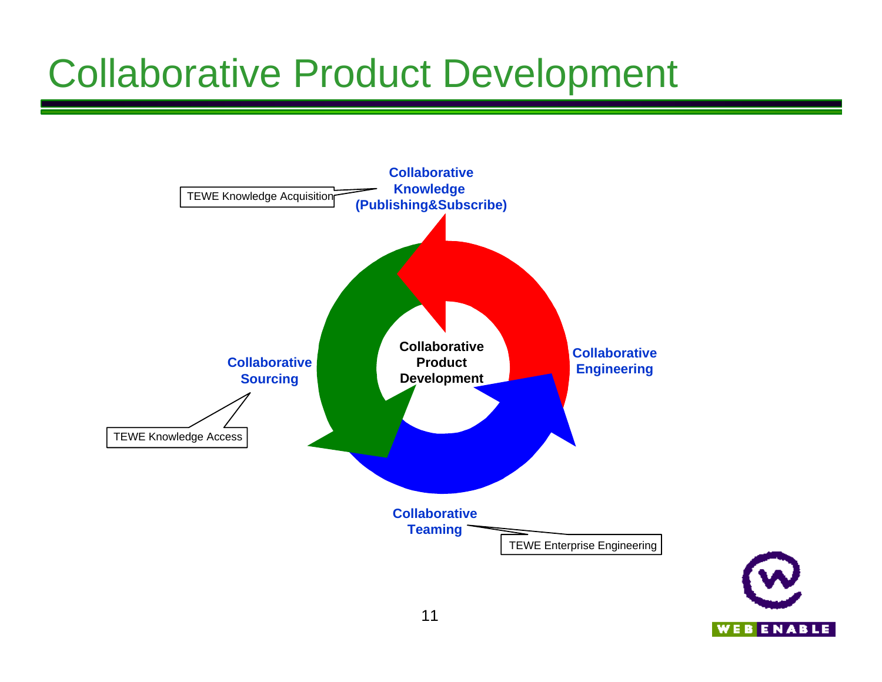# Collaborative Product Development

**Collaborative Knowledge (Publishing&Subscribe)**

TEWE Knowledge Acquisition

**Collaborative Engineering**

**Collaborative Product Development**

**Collaborative Sourcing**

TEWE Knowledge Access

**Collaborative Teaming**

TEWE Enterprise Engineering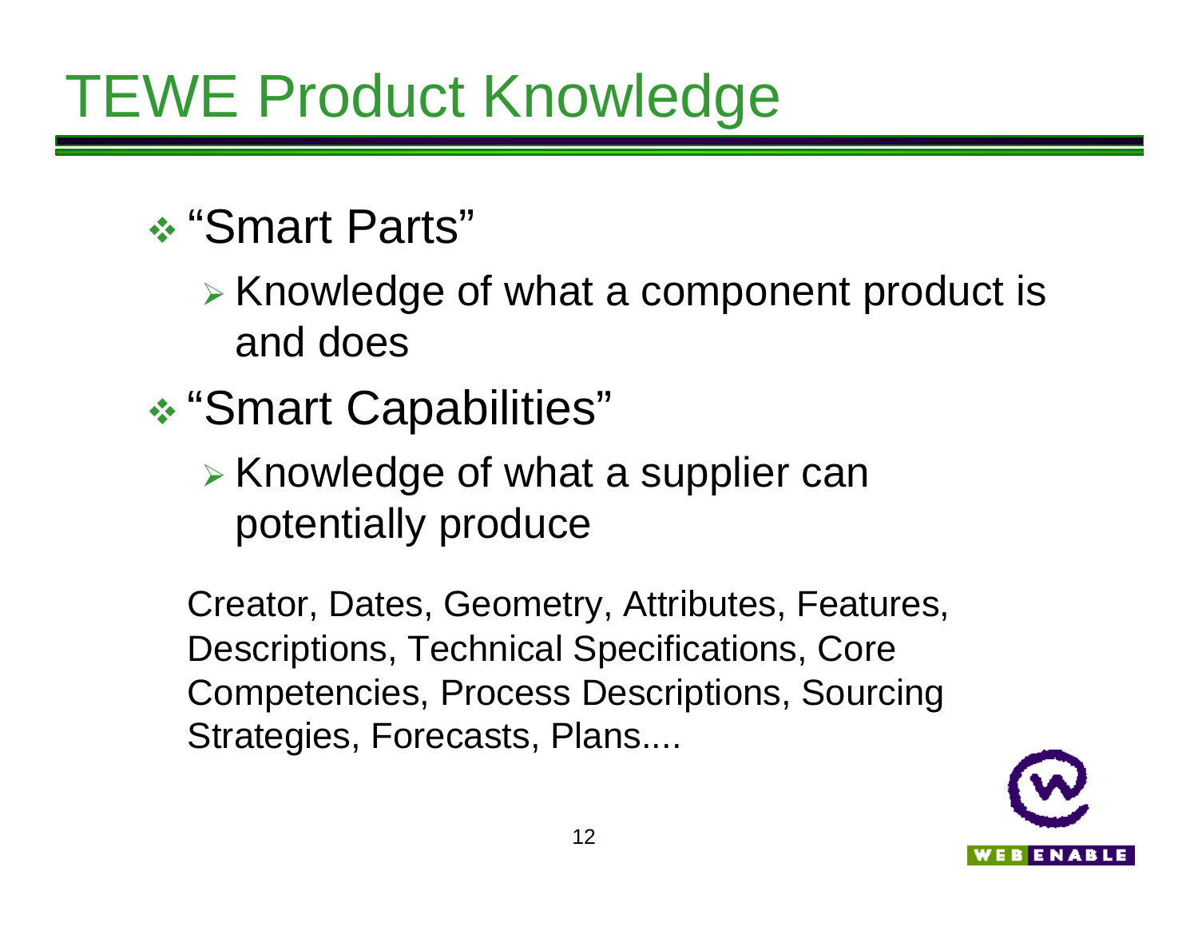# TEWE Product Knowledge

- "Smart Parts"
  - Knowledge of what a component product is and does
- "Smart Capabilities"
  - Knowledge of what a supplier can potentially produce

Creator, Dates, Geometry, Attributes, Features, Descriptions, Technical Specifications, Core Competencies, Process Descriptions, Sourcing Strategies, Forecasts, Plans....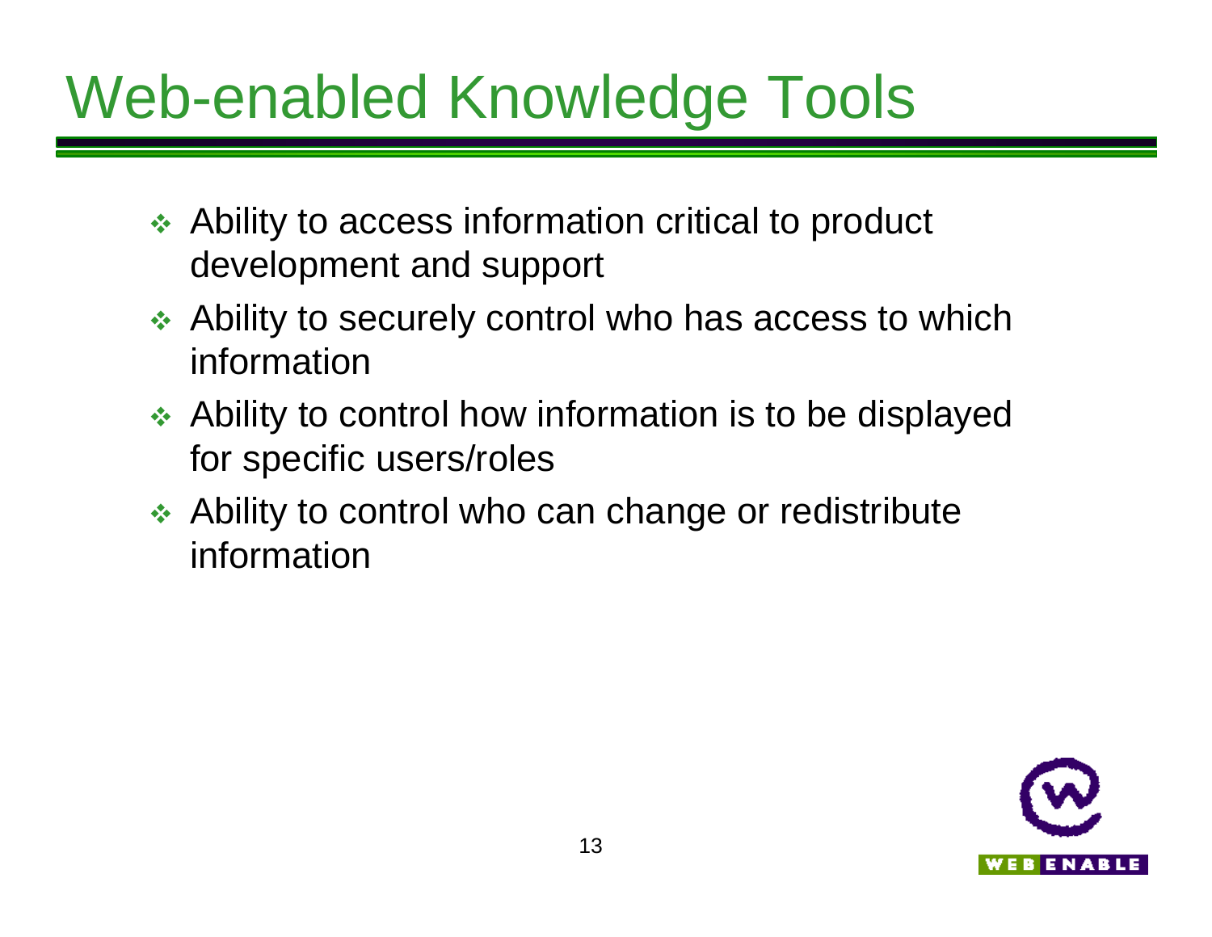# Web-enabled Knowledge Tools

- Ability to access information critical to product development and support
- Ability to securely control who has access to which information
- Ability to control how information is to be displayed for specific users/roles
- Ability to control who can change or redistribute information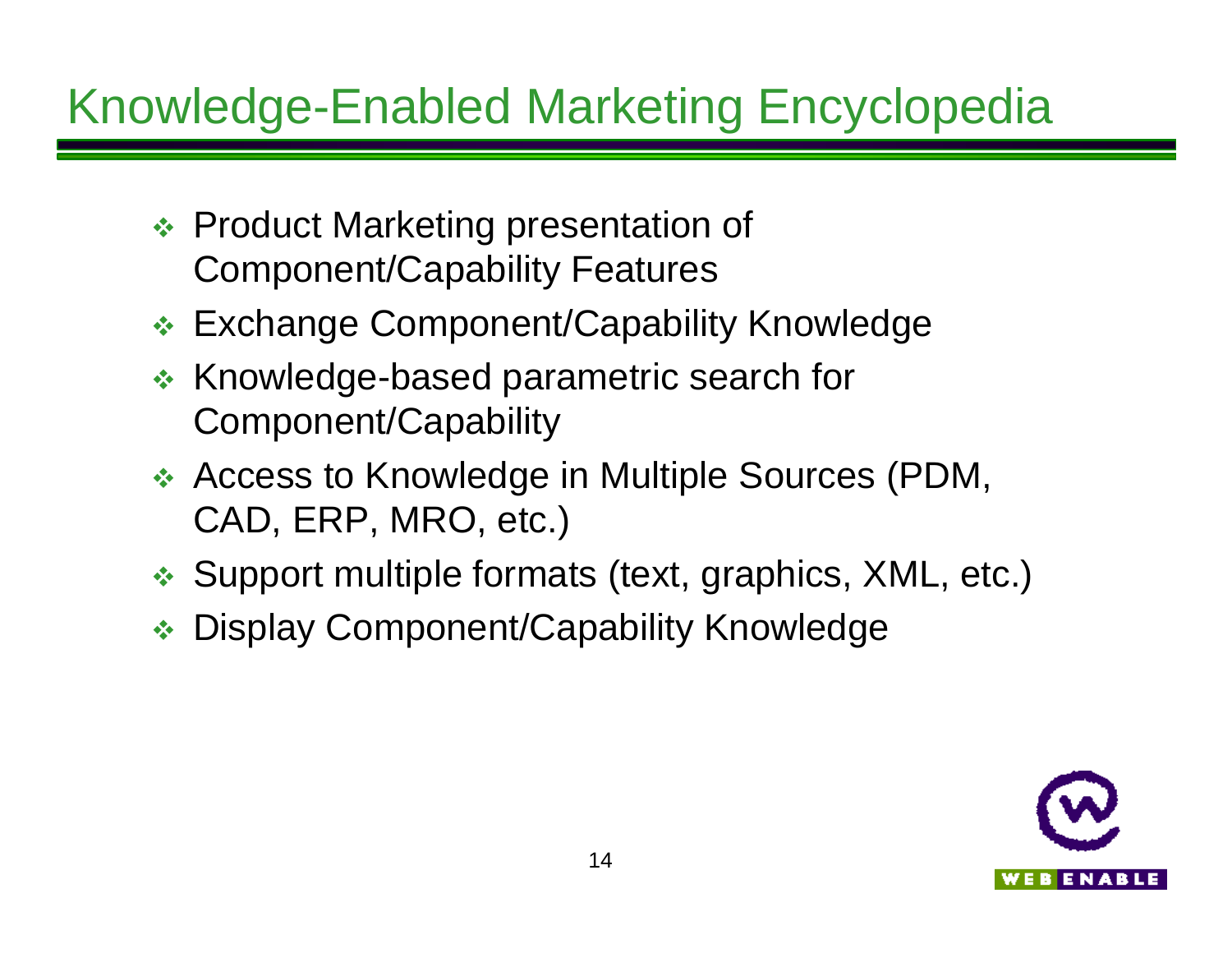# Knowledge-Enabled Marketing Encyclopedia

- Product Marketing presentation of Component/Capability Features
- Exchange Component/Capability Knowledge
- Knowledge-based parametric search for Component/Capability
- Access to Knowledge in Multiple Sources (PDM, CAD, ERP, MRO, etc.)
- Support multiple formats (text, graphics, XML, etc.)
- Display Component/Capability Knowledge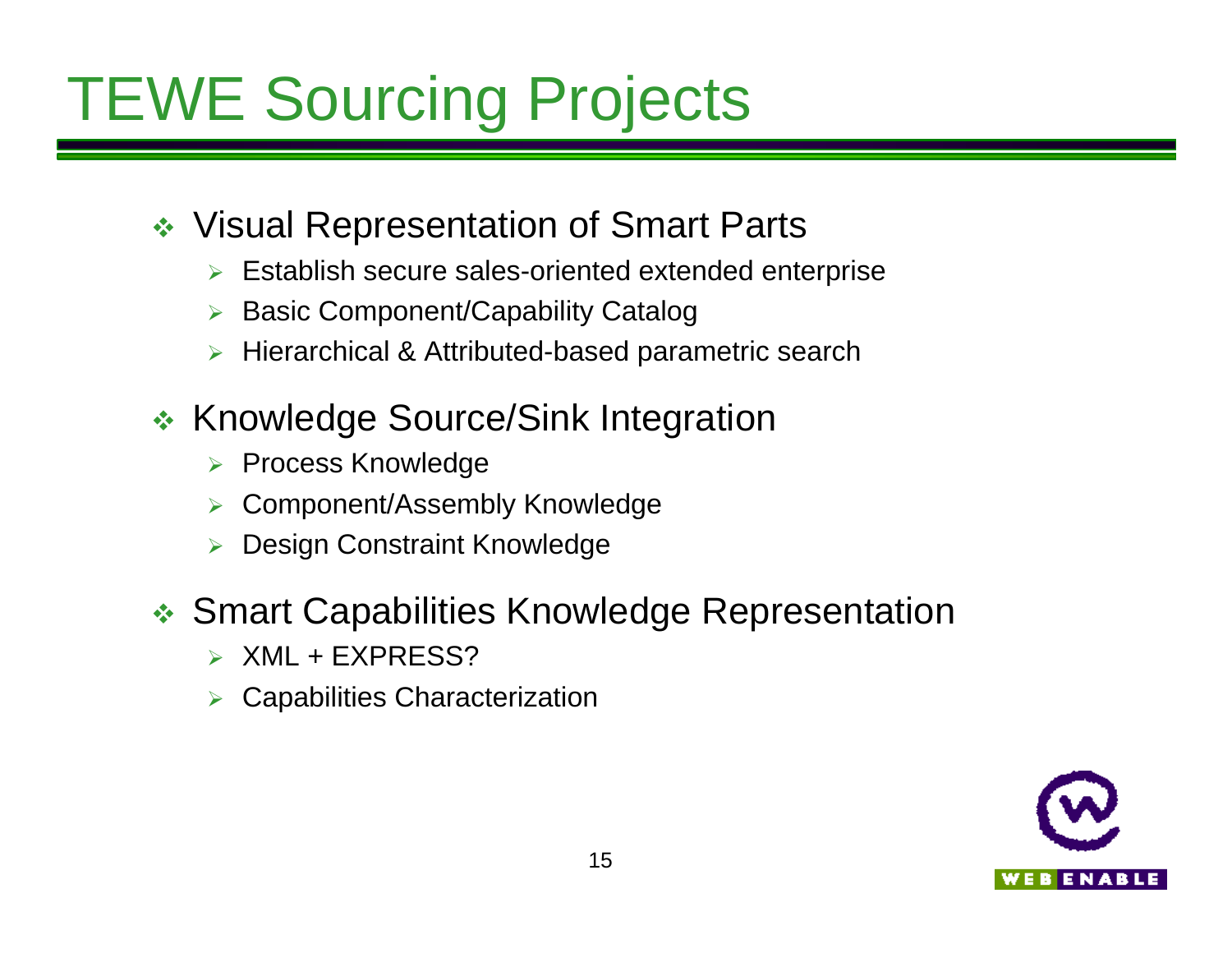# TEWE Sourcing Projects

- Visual Representation of Smart Parts
  - Establish secure sales-oriented extended enterprise
  - Basic Component/Capability Catalog
  - Hierarchical & Attributed-based parametric search
- Knowledge Source/Sink Integration
  - Process Knowledge
  - Component/Assembly Knowledge
  - Design Constraint Knowledge
- Smart Capabilities Knowledge Representation
  - XML + EXPRESS?
  - Capabilities Characterization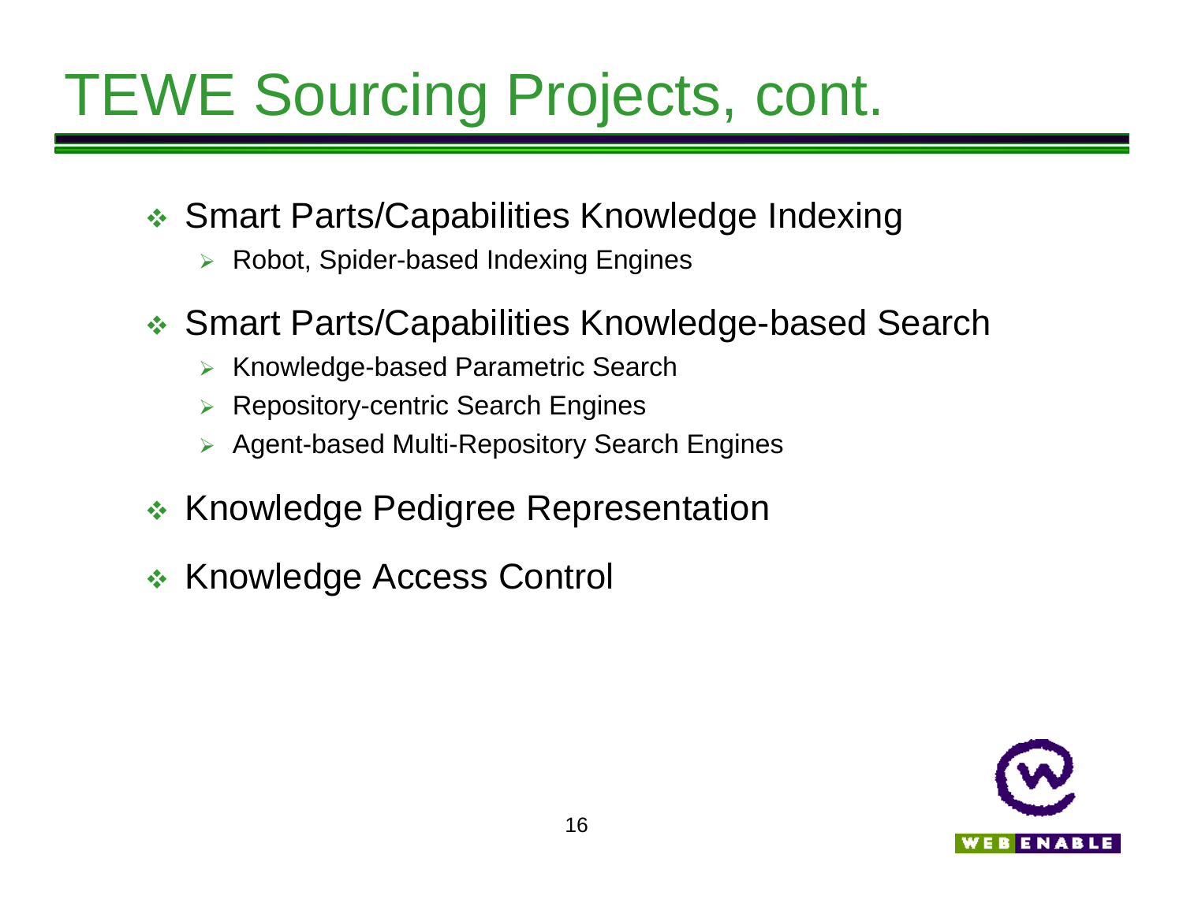# TEWE Sourcing Projects, cont.

- Smart Parts/Capabilities Knowledge Indexing
  - Robot, Spider-based Indexing Engines
- Smart Parts/Capabilities Knowledge-based Search
  - Knowledge-based Parametric Search
  - Repository-centric Search Engines
  - Agent-based Multi-Repository Search Engines
- Knowledge Pedigree Representation
- Knowledge Access Control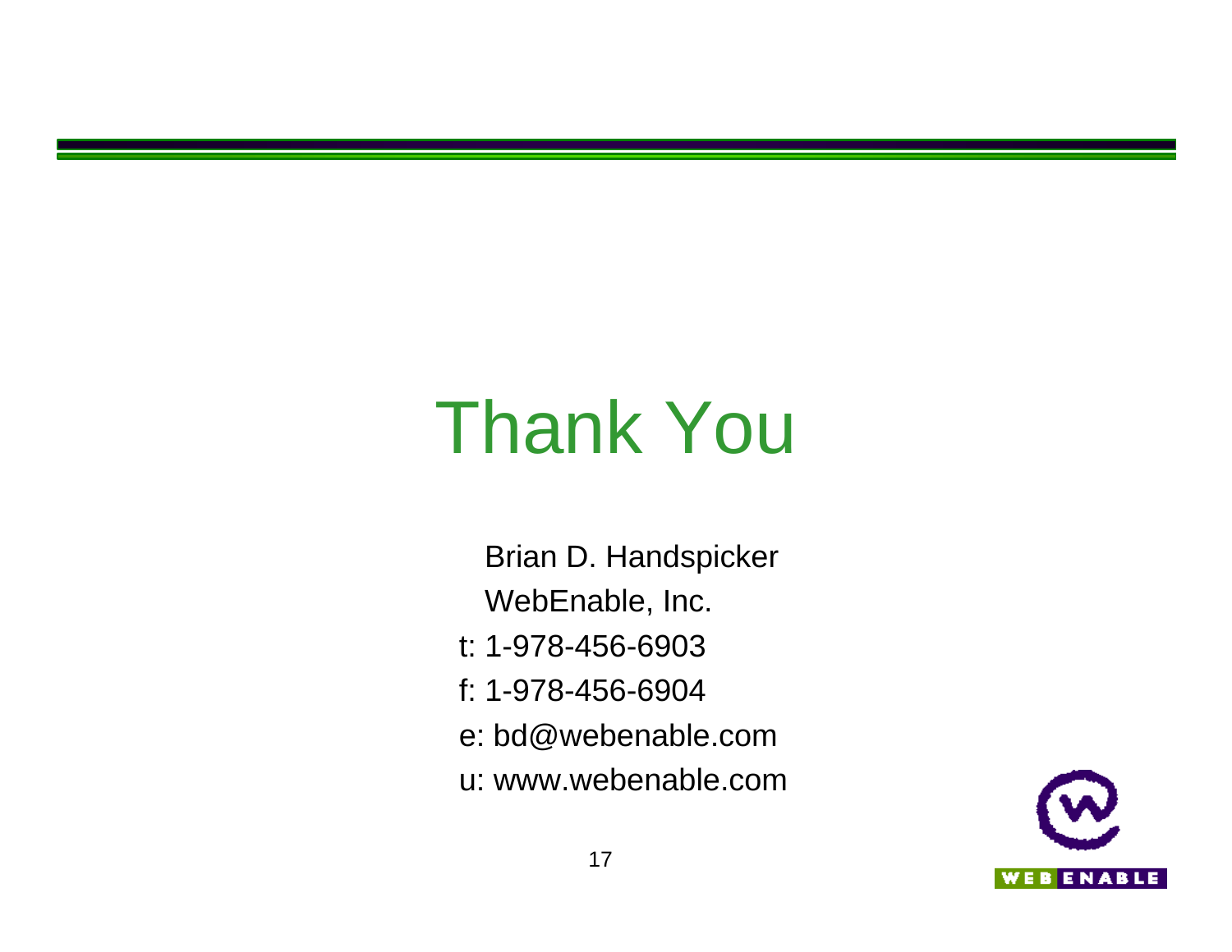# Thank You

Brian D. Handspicker

WebEnable, Inc.

t: 1-978-456-6903

f: 1-978-456-6904

e: bd@webenable.com

u: www.webenable.com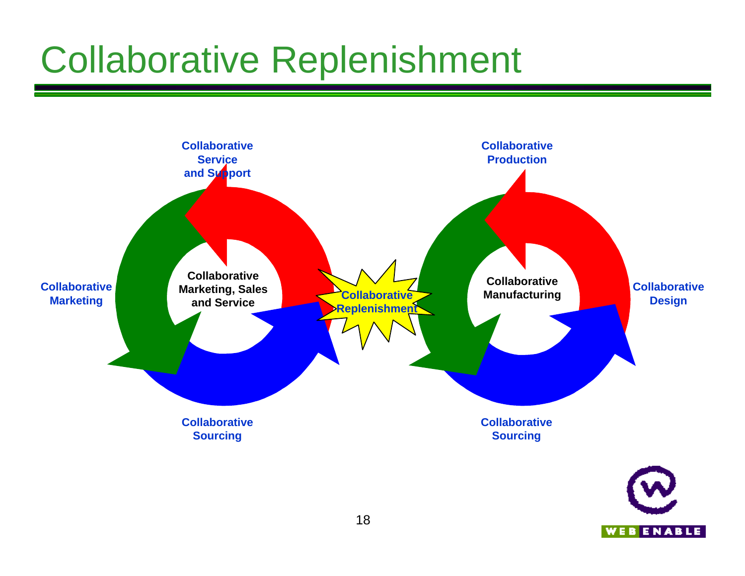# Collaborative Replenishment

Collaborative Service and Support

Collaborative Marketing

Collaborative Marketing, Sales and Service

Collaborative Sourcing

Collaborative Replenishment

Collaborative Production

Collaborative Manufacturing

Collaborative Design

Collaborative Sourcing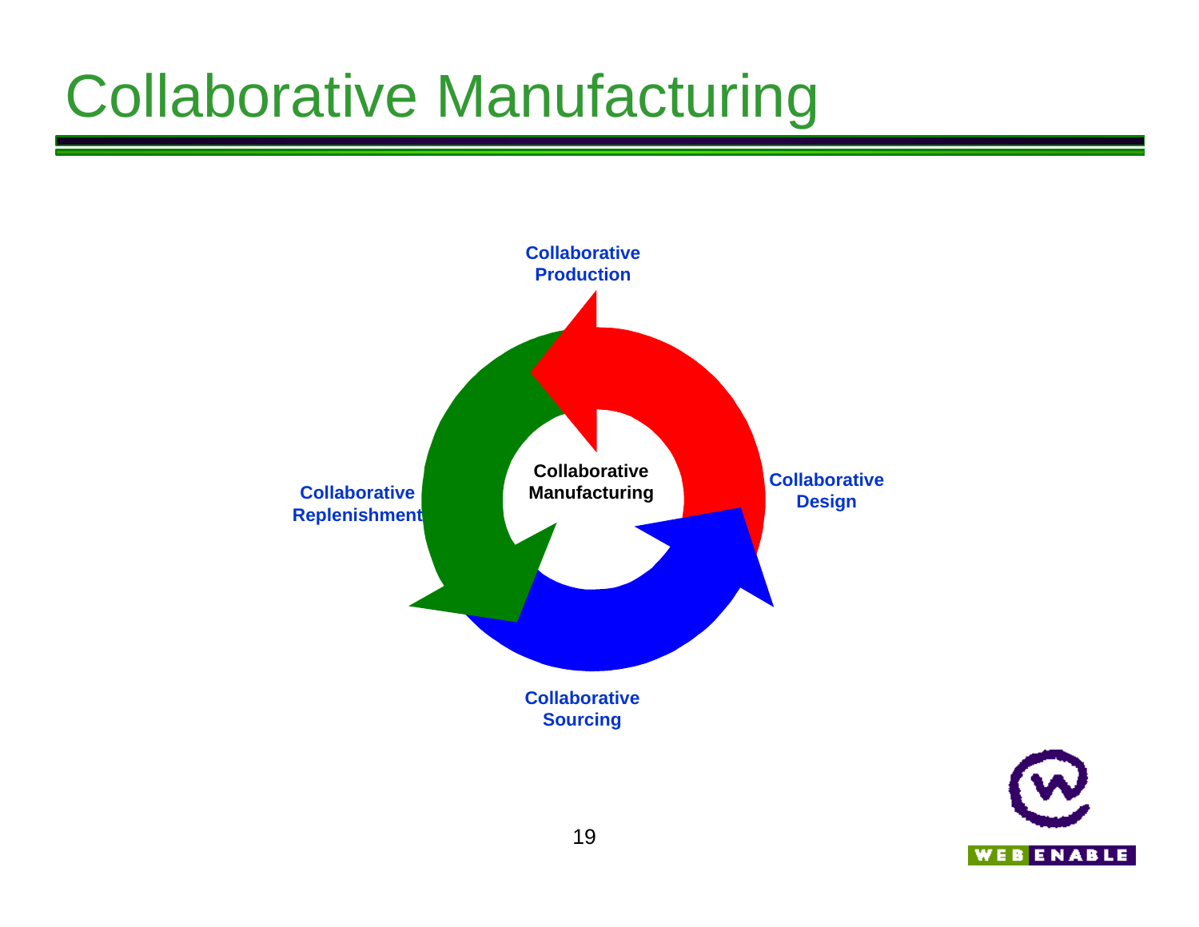# Collaborative Manufacturing

Collaborative Production

Collaborative Design

Collaborative Sourcing

Collaborative Replenishment

Collaborative Manufacturing

WEB ENABLE